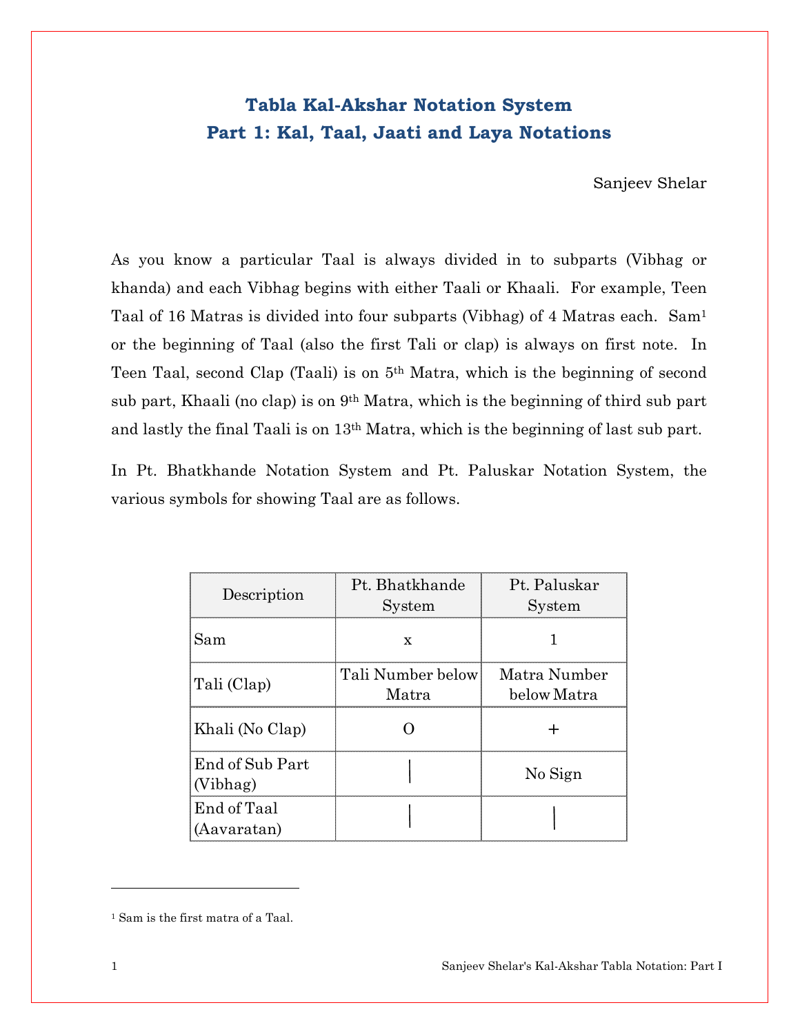# Tabla Kal-Akshar Notation System
## Part 1: Kal, Taal, Jaati and Laya Notations

Sanjeev Shelar

As you know a particular Taal is always divided in to subparts (Vibhag or khanda) and each Vibhag begins with either Taali or Khaali. For example, Teen Taal of 16 Matras is divided into four subparts (Vibhag) of 4 Matras each. Sam[1] or the beginning of Taal (also the first Tali or clap) is always on first note. In Teen Taal, second Clap (Taali) is on 5th Matra, which is the beginning of second sub part, Khaali (no clap) is on 9th Matra, which is the beginning of third sub part and lastly the final Taali is on 13th Matra, which is the beginning of last sub part.

In Pt. Bhatkhande Notation System and Pt. Paluskar Notation System, the various symbols for showing Taal are as follows.

| Description | Pt. Bhatkhande System | Pt. Paluskar System |
|---|---|---|
| Sam | x | 1 |
| Tali (Clap) | Tali Number below Matra | Matra Number below Matra |
| Khali (No Clap) | O | + |
| End of Sub Part (Vibhag) | \| | No Sign |
| End of Taal (Aavaratan) | \| | \| |

[1] Sam is the first matra of a Taal.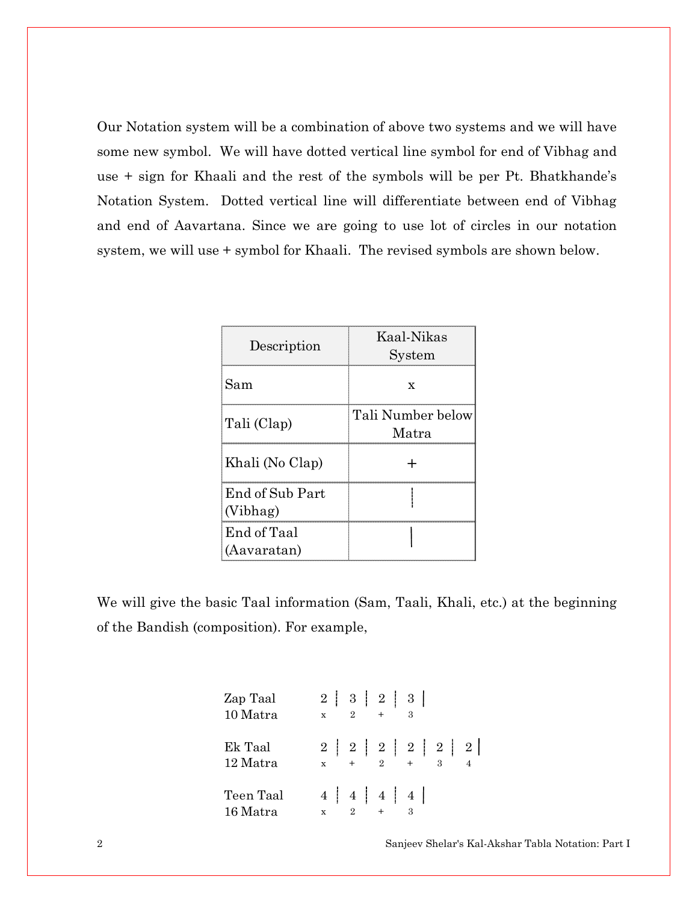Our Notation system will be a combination of above two systems and we will have some new symbol. We will have dotted vertical line symbol for end of Vibhag and use + sign for Khaali and the rest of the symbols will be per Pt. Bhatkhande's Notation System. Dotted vertical line will differentiate between end of Vibhag and end of Aavartana. Since we are going to use lot of circles in our notation system, we will use + symbol for Khaali. The revised symbols are shown below.

| Description | Kaal-Nikas System |
|---|---|
| Sam | x |
| Tali (Clap) | Tali Number below Matra |
| Khali (No Clap) | + |
| End of Sub Part (Vibhag) | ┊ |
| End of Taal (Aavaratan) | \| |

We will give the basic Taal information (Sam, Taali, Khali, etc.) at the beginning of the Bandish (composition). For example,

```
Zap Taal      2 ┊ 3 ┊ 2 ┊ 3 |
10 Matra      x   2   +   3

Ek Taal       2 ┊ 2 ┊ 2 ┊ 2 ┊ 2 ┊ 2 |
12 Matra      x   +   2   +   3   4

Teen Taal     4 ┊ 4 ┊ 4 ┊ 4 |
16 Matra      x   2   +   3
```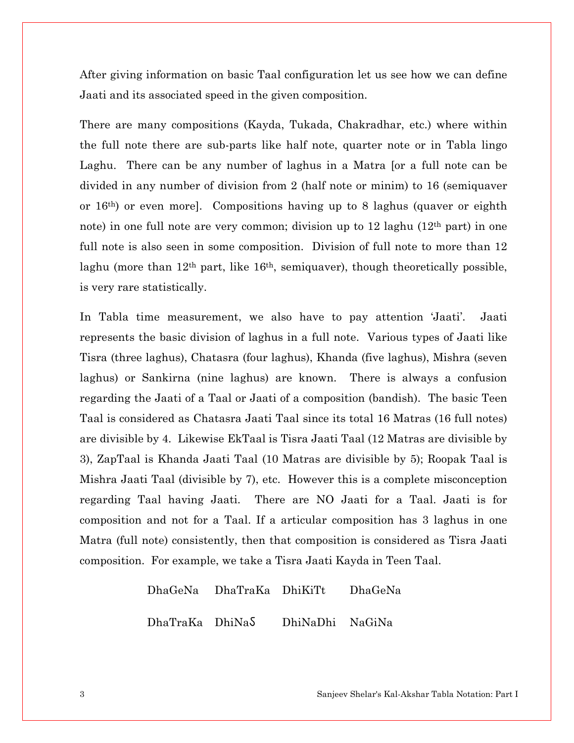After giving information on basic Taal configuration let us see how we can define Jaati and its associated speed in the given composition.

There are many compositions (Kayda, Tukada, Chakradhar, etc.) where within the full note there are sub-parts like half note, quarter note or in Tabla lingo Laghu. There can be any number of laghus in a Matra [or a full note can be divided in any number of division from 2 (half note or minim) to 16 (semiquaver or 16th) or even more]. Compositions having up to 8 laghus (quaver or eighth note) in one full note are very common; division up to 12 laghu (12th part) in one full note is also seen in some composition. Division of full note to more than 12 laghu (more than 12th part, like 16th, semiquaver), though theoretically possible, is very rare statistically.

In Tabla time measurement, we also have to pay attention 'Jaati'. Jaati represents the basic division of laghus in a full note. Various types of Jaati like Tisra (three laghus), Chatasra (four laghus), Khanda (five laghus), Mishra (seven laghus) or Sankirna (nine laghus) are known. There is always a confusion regarding the Jaati of a Taal or Jaati of a composition (bandish). The basic Teen Taal is considered as Chatasra Jaati Taal since its total 16 Matras (16 full notes) are divisible by 4. Likewise EkTaal is Tisra Jaati Taal (12 Matras are divisible by 3), ZapTaal is Khanda Jaati Taal (10 Matras are divisible by 5); Roopak Taal is Mishra Jaati Taal (divisible by 7), etc. However this is a complete misconception regarding Taal having Jaati. There are NO Jaati for a Taal. Jaati is for composition and not for a Taal. If a articular composition has 3 laghus in one Matra (full note) consistently, then that composition is considered as Tisra Jaati composition. For example, we take a Tisra Jaati Kayda in Teen Taal.

```
DhaGeNa    DhaTraKa   DhiKiTt    DhaGeNa

DhaTraKa   DhiNaS     DhiNaDhi   NaGiNa
```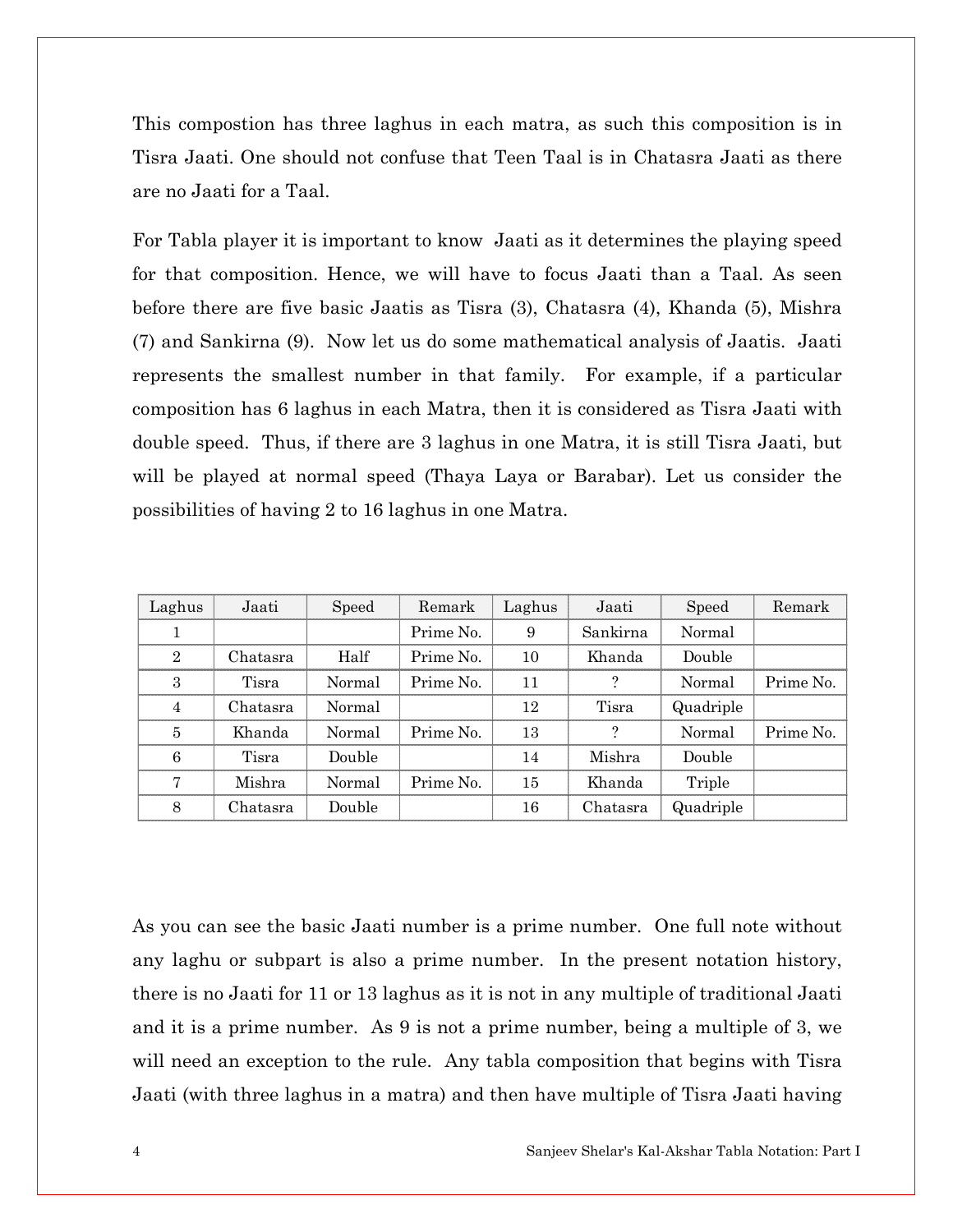This compostion has three laghus in each matra, as such this composition is in Tisra Jaati. One should not confuse that Teen Taal is in Chatasra Jaati as there are no Jaati for a Taal.

For Tabla player it is important to know Jaati as it determines the playing speed for that composition. Hence, we will have to focus Jaati than a Taal. As seen before there are five basic Jaatis as Tisra (3), Chatasra (4), Khanda (5), Mishra (7) and Sankirna (9). Now let us do some mathematical analysis of Jaatis. Jaati represents the smallest number in that family. For example, if a particular composition has 6 laghus in each Matra, then it is considered as Tisra Jaati with double speed. Thus, if there are 3 laghus in one Matra, it is still Tisra Jaati, but will be played at normal speed (Thaya Laya or Barabar). Let us consider the possibilities of having 2 to 16 laghus in one Matra.

| Laghus | Jaati | Speed | Remark | Laghus | Jaati | Speed | Remark |
|---|---|---|---|---|---|---|---|
| 1 | | | Prime No. | 9 | Sankirna | Normal | |
| 2 | Chatasra | Half | Prime No. | 10 | Khanda | Double | |
| 3 | Tisra | Normal | Prime No. | 11 | ? | Normal | Prime No. |
| 4 | Chatasra | Normal | | 12 | Tisra | Quadriple | |
| 5 | Khanda | Normal | Prime No. | 13 | ? | Normal | Prime No. |
| 6 | Tisra | Double | | 14 | Mishra | Double | |
| 7 | Mishra | Normal | Prime No. | 15 | Khanda | Triple | |
| 8 | Chatasra | Double | | 16 | Chatasra | Quadriple | |

As you can see the basic Jaati number is a prime number. One full note without any laghu or subpart is also a prime number. In the present notation history, there is no Jaati for 11 or 13 laghus as it is not in any multiple of traditional Jaati and it is a prime number. As 9 is not a prime number, being a multiple of 3, we will need an exception to the rule. Any tabla composition that begins with Tisra Jaati (with three laghus in a matra) and then have multiple of Tisra Jaati having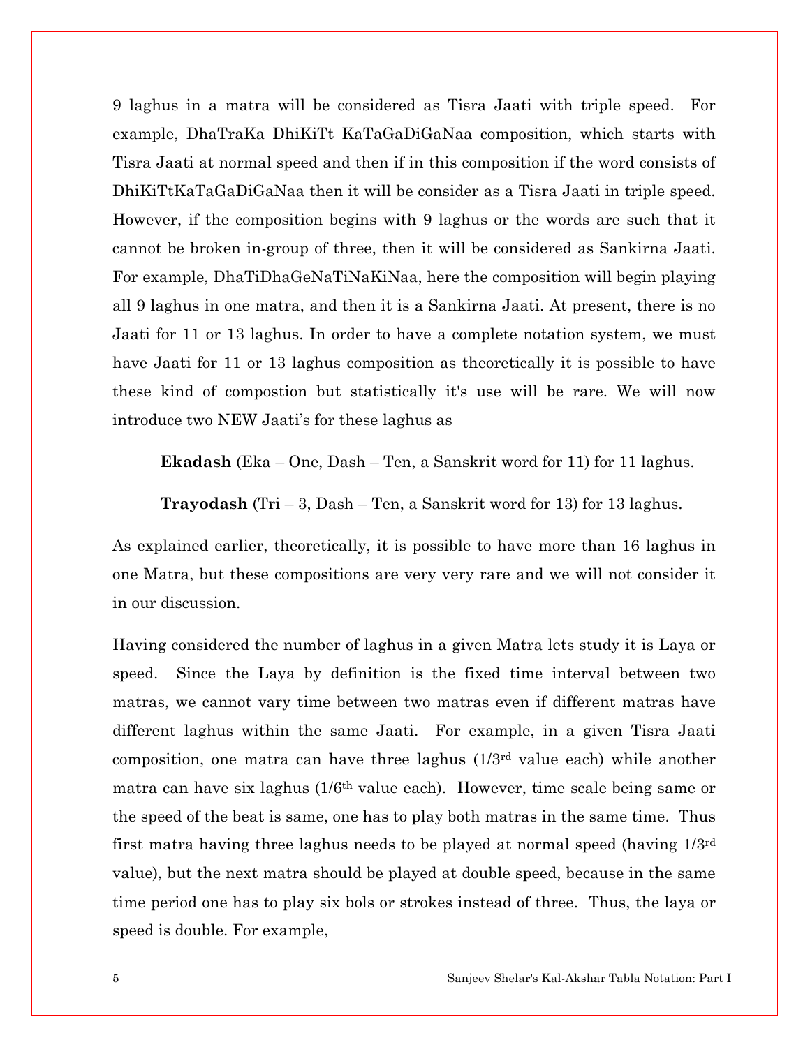9 laghus in a matra will be considered as Tisra Jaati with triple speed. For example, DhaTraKa DhiKiTt KaTaGaDiGaNaa composition, which starts with Tisra Jaati at normal speed and then if in this composition if the word consists of DhiKiTtKaTaGaDiGaNaa then it will be consider as a Tisra Jaati in triple speed. However, if the composition begins with 9 laghus or the words are such that it cannot be broken in-group of three, then it will be considered as Sankirna Jaati. For example, DhaTiDhaGeNaTiNaKiNaa, here the composition will begin playing all 9 laghus in one matra, and then it is a Sankirna Jaati. At present, there is no Jaati for 11 or 13 laghus. In order to have a complete notation system, we must have Jaati for 11 or 13 laghus composition as theoretically it is possible to have these kind of compostion but statistically it's use will be rare. We will now introduce two NEW Jaati's for these laghus as

**Ekadash** (Eka – One, Dash – Ten, a Sanskrit word for 11) for 11 laghus.

**Trayodash** (Tri – 3, Dash – Ten, a Sanskrit word for 13) for 13 laghus.

As explained earlier, theoretically, it is possible to have more than 16 laghus in one Matra, but these compositions are very very rare and we will not consider it in our discussion.

Having considered the number of laghus in a given Matra lets study it is Laya or speed. Since the Laya by definition is the fixed time interval between two matras, we cannot vary time between two matras even if different matras have different laghus within the same Jaati. For example, in a given Tisra Jaati composition, one matra can have three laghus (1/3rd value each) while another matra can have six laghus (1/6th value each). However, time scale being same or the speed of the beat is same, one has to play both matras in the same time. Thus first matra having three laghus needs to be played at normal speed (having 1/3rd value), but the next matra should be played at double speed, because in the same time period one has to play six bols or strokes instead of three. Thus, the laya or speed is double. For example,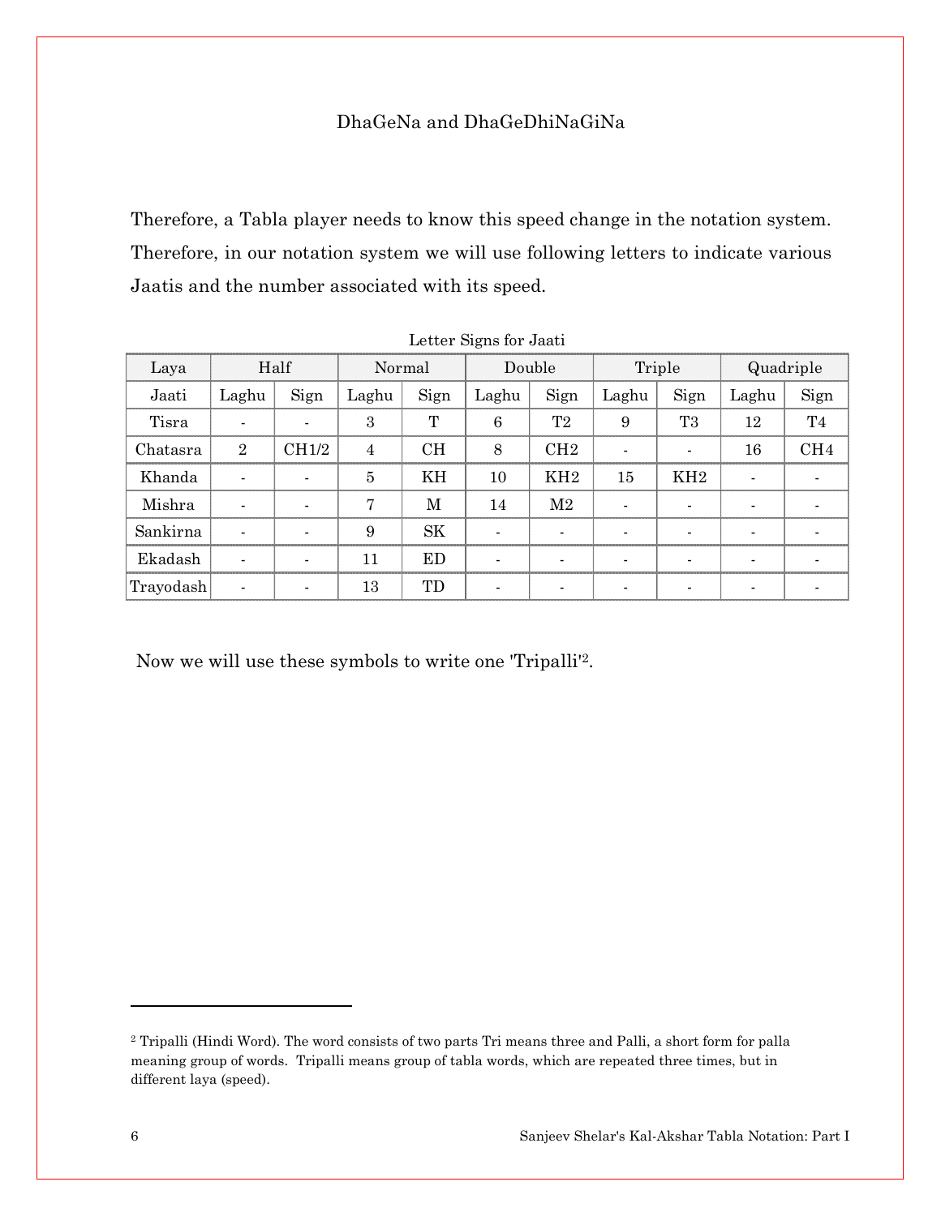DhaGeNa and DhaGeDhiNaGiNa

Therefore, a Tabla player needs to know this speed change in the notation system. Therefore, in our notation system we will use following letters to indicate various Jaatis and the number associated with its speed.

Letter Signs for Jaati

| Laya | Half | | Normal | | Double | | Triple | | Quadriple | |
|---|---|---|---|---|---|---|---|---|---|---|
| Jaati | Laghu | Sign | Laghu | Sign | Laghu | Sign | Laghu | Sign | Laghu | Sign |
| Tisra | - | - | 3 | T | 6 | T2 | 9 | T3 | 12 | T4 |
| Chatasra | 2 | CH1/2 | 4 | CH | 8 | CH2 | - | - | 16 | CH4 |
| Khanda | - | - | 5 | KH | 10 | KH2 | 15 | KH2 | - | - |
| Mishra | - | - | 7 | M | 14 | M2 | - | - | - | - |
| Sankirna | - | - | 9 | SK | - | - | - | - | - | - |
| Ekadash | - | - | 11 | ED | - | - | - | - | - | - |
| Trayodash | - | - | 13 | TD | - | - | - | - | - | - |

Now we will use these symbols to write one 'Tripalli'[2].

---

[2] Tripalli (Hindi Word). The word consists of two parts Tri means three and Palli, a short form for palla meaning group of words. Tripalli means group of tabla words, which are repeated three times, but in different laya (speed).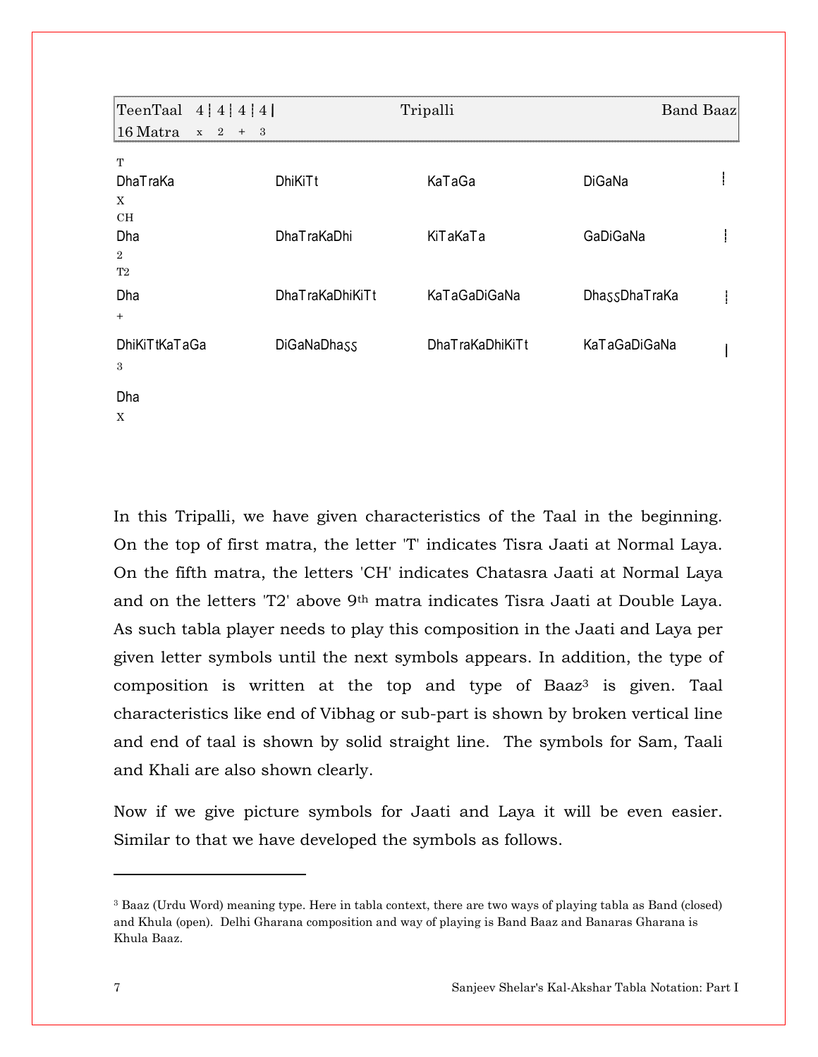| TeenTaal 4 ¦ 4 ¦ 4 ¦ 4 \| | Tripalli | Band Baaz |
|---|---|---|
| 16 Matra x 2 + 3 | | |

| | | | | |
|---|---|---|---|---|
| T<br>DhaTraKa<br>X | DhiKiTt | KaTaGa | DiGaNa | ¦ |
| CH<br>Dha<br>2 | DhaTraKaDhi | KiTaKaTa | GaDiGaNa | ¦ |
| T2<br>Dha<br>+ | DhaTraKaDhiKiTt | KaTaGaDiGaNa | DhaꙅꙅDhaTraKa | ¦ |
| DhiKiTtKaTaGa<br>3 | DiGaNaDhaꙅꙅ | DhaTraKaDhiKiTt | KaTaGaDiGaNa | \| |
| Dha<br>X | | | | |

In this Tripalli, we have given characteristics of the Taal in the beginning. On the top of first matra, the letter 'T' indicates Tisra Jaati at Normal Laya. On the fifth matra, the letters 'CH' indicates Chatasra Jaati at Normal Laya and on the letters 'T2' above 9th matra indicates Tisra Jaati at Double Laya. As such tabla player needs to play this composition in the Jaati and Laya per given letter symbols until the next symbols appears. In addition, the type of composition is written at the top and type of Baaz[3] is given. Taal characteristics like end of Vibhag or sub-part is shown by broken vertical line and end of taal is shown by solid straight line. The symbols for Sam, Taali and Khali are also shown clearly.

Now if we give picture symbols for Jaati and Laya it will be even easier. Similar to that we have developed the symbols as follows.

---

[3] Baaz (Urdu Word) meaning type. Here in tabla context, there are two ways of playing tabla as Band (closed) and Khula (open). Delhi Gharana composition and way of playing is Band Baaz and Banaras Gharana is Khula Baaz.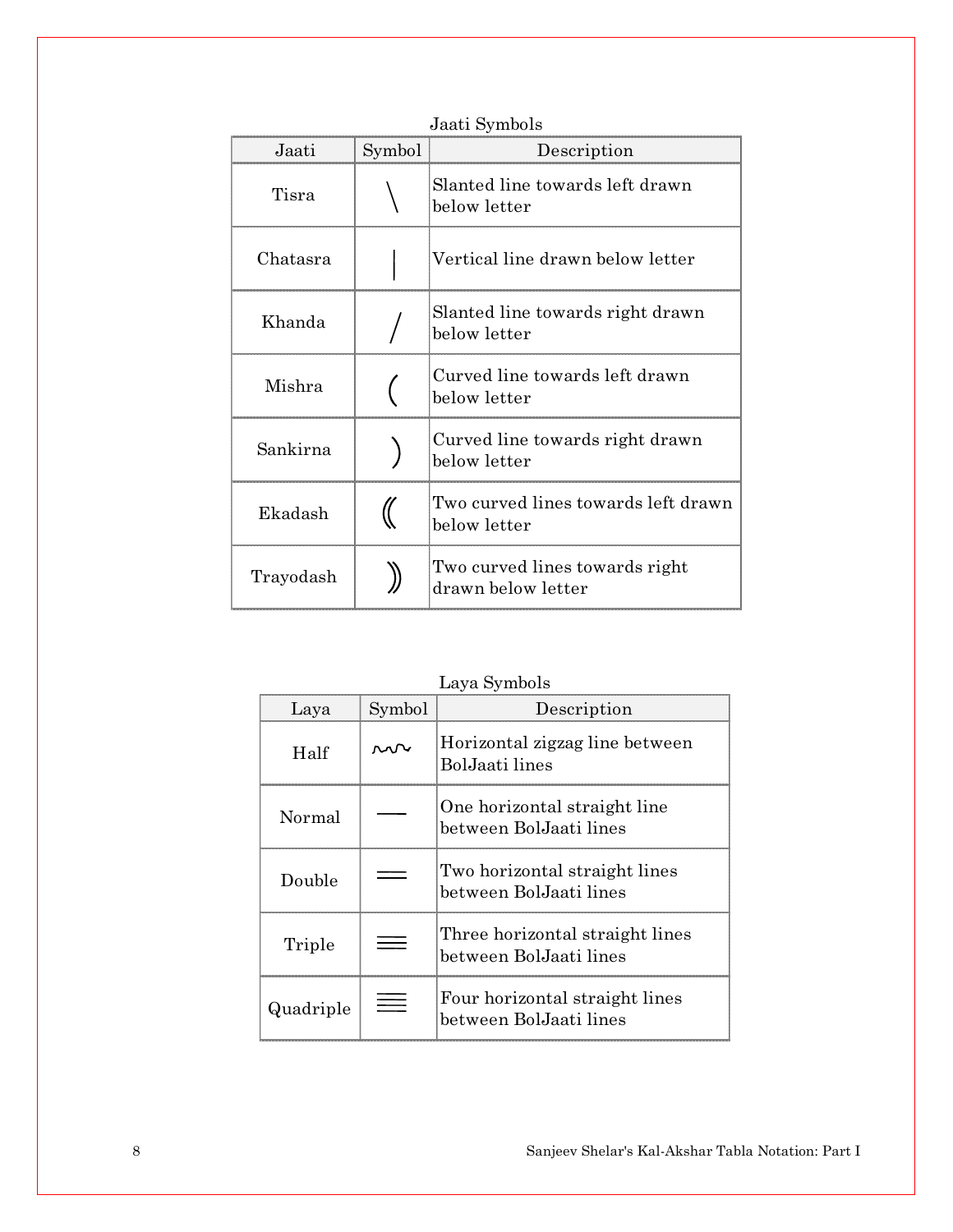Jaati Symbols

| Jaati | Symbol | Description |
|---|---|---|
| Tisra | \ | Slanted line towards left drawn below letter |
| Chatasra | \| | Vertical line drawn below letter |
| Khanda | / | Slanted line towards right drawn below letter |
| Mishra | ( | Curved line towards left drawn below letter |
| Sankirna | ) | Curved line towards right drawn below letter |
| Ekadash | (( | Two curved lines towards left drawn below letter |
| Trayodash | )) | Two curved lines towards right drawn below letter |

Laya Symbols

| Laya | Symbol | Description |
|---|---|---|
| Half | ∿∿ | Horizontal zigzag line between BolJaati lines |
| Normal | — | One horizontal straight line between BolJaati lines |
| Double | ═ | Two horizontal straight lines between BolJaati lines |
| Triple | ≡ | Three horizontal straight lines between BolJaati lines |
| Quadriple | ≣ | Four horizontal straight lines between BolJaati lines |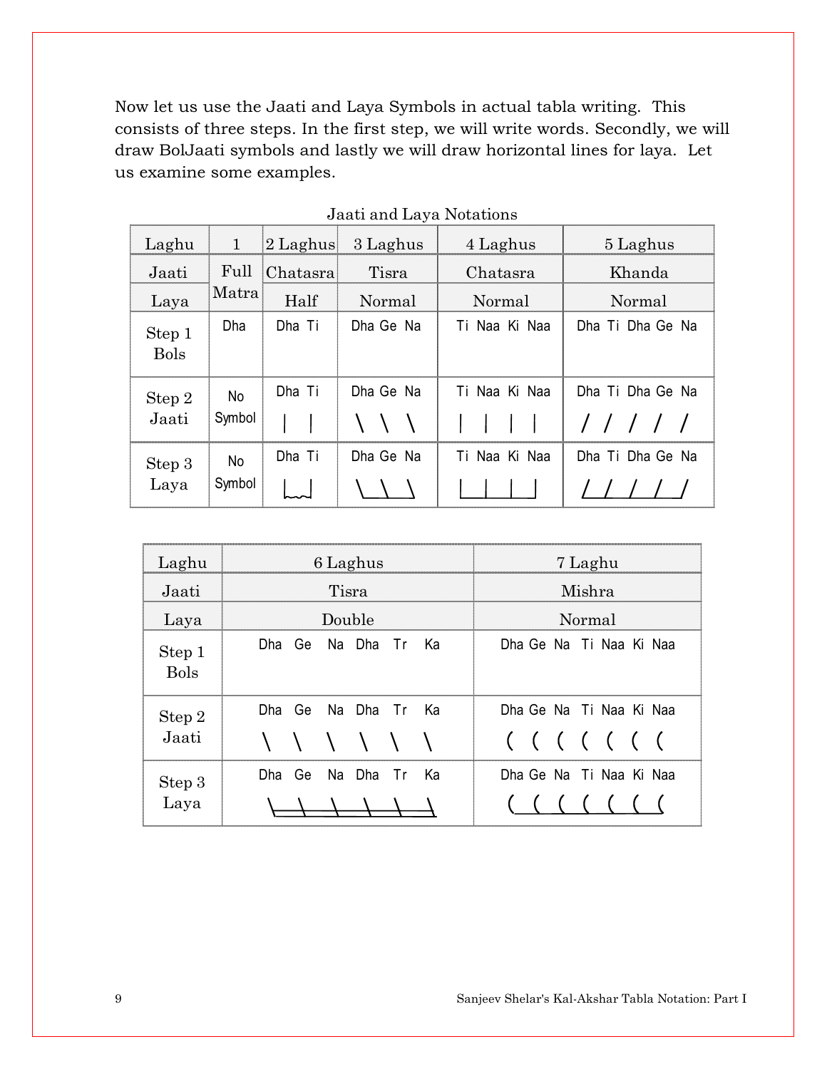Now let us use the Jaati and Laya Symbols in actual tabla writing. This consists of three steps. In the first step, we will write words. Secondly, we will draw BolJaati symbols and lastly we will draw horizontal lines for laya. Let us examine some examples.

Jaati and Laya Notations

| Laghu | 1 | 2 Laghus | 3 Laghus | 4 Laghus | 5 Laghus |
|---|---|---|---|---|---|
| Jaati | Full Matra | Chatasra | Tisra | Chatasra | Khanda |
| Laya | | Half | Normal | Normal | Normal |
| Step 1 Bols | Dha | Dha Ti | Dha Ge Na | Ti Naa Ki Naa | Dha Ti Dha Ge Na |
| Step 2 Jaati | No Symbol | Dha Ti<br>\| \| | Dha Ge Na<br>\ \ \ | Ti Naa Ki Naa<br>\| \| \| \| | Dha Ti Dha Ge Na<br>/ / / / / |
| Step 3 Laya | No Symbol | Dha Ti | Dha Ge Na | Ti Naa Ki Naa | Dha Ti Dha Ge Na |

| Laghu | 6 Laghus | 7 Laghu |
|---|---|---|
| Jaati | Tisra | Mishra |
| Laya | Double | Normal |
| Step 1 Bols | Dha Ge Na Dha Tr Ka | Dha Ge Na Ti Naa Ki Naa |
| Step 2 Jaati | Dha Ge Na Dha Tr Ka<br>\ \ \ \ \ \ | Dha Ge Na Ti Naa Ki Naa<br>( ( ( ( ( ( ( |
| Step 3 Laya | Dha Ge Na Dha Tr Ka | Dha Ge Na Ti Naa Ki Naa |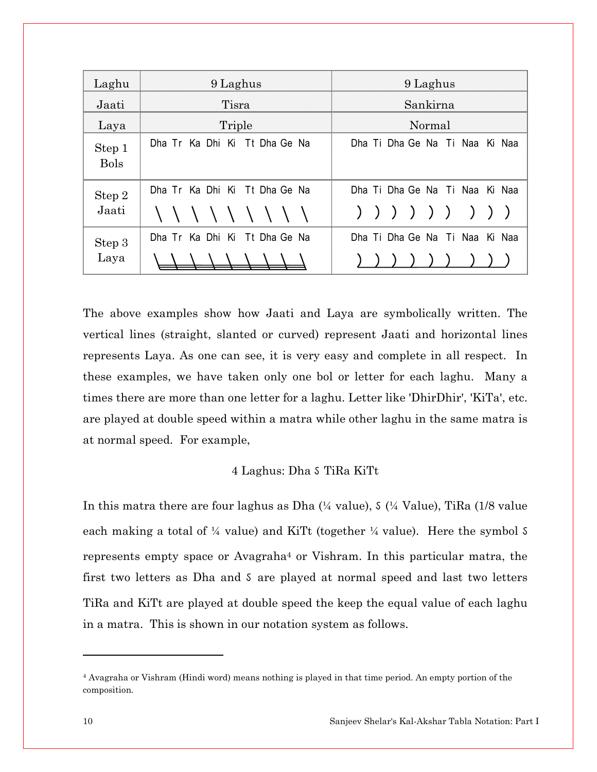| Laghu | 9 Laghus | 9 Laghus |
| --- | --- | --- |
| Jaati | Tisra | Sankirna |
| Laya | Triple | Normal |
| Step 1 Bols | Dha Tr Ka Dhi Ki Tt Dha Ge Na | Dha Ti Dha Ge Na Ti Naa Ki Naa |
| Step 2 Jaati | Dha Tr Ka Dhi Ki Tt Dha Ge Na<br>\ \ \ \ \ \ \ \ \ | Dha Ti Dha Ge Na Ti Naa Ki Naa<br>) ) ) ) ) ) ) ) ) |
| Step 3 Laya | Dha Tr Ka Dhi Ki Tt Dha Ge Na<br>\ \ \ \ \ \ \ \ \ (with three horizontal lines) | Dha Ti Dha Ge Na Ti Naa Ki Naa<br>) ) ) ) ) ) ) ) ) (with one horizontal line) |

The above examples show how Jaati and Laya are symbolically written. The vertical lines (straight, slanted or curved) represent Jaati and horizontal lines represents Laya. As one can see, it is very easy and complete in all respect. In these examples, we have taken only one bol or letter for each laghu. Many a times there are more than one letter for a laghu. Letter like 'DhirDhir', 'KiTa', etc. are played at double speed within a matra while other laghu in the same matra is at normal speed. For example,

4 Laghus: Dha ઽ TiRa KiTt

In this matra there are four laghus as Dha (¼ value), ઽ (¼ Value), TiRa (1/8 value each making a total of ¼ value) and KiTt (together ¼ value). Here the symbol ઽ represents empty space or Avagraha[4] or Vishram. In this particular matra, the first two letters as Dha and ઽ are played at normal speed and last two letters TiRa and KiTt are played at double speed the keep the equal value of each laghu in a matra. This is shown in our notation system as follows.

---

[4] Avagraha or Vishram (Hindi word) means nothing is played in that time period. An empty portion of the composition.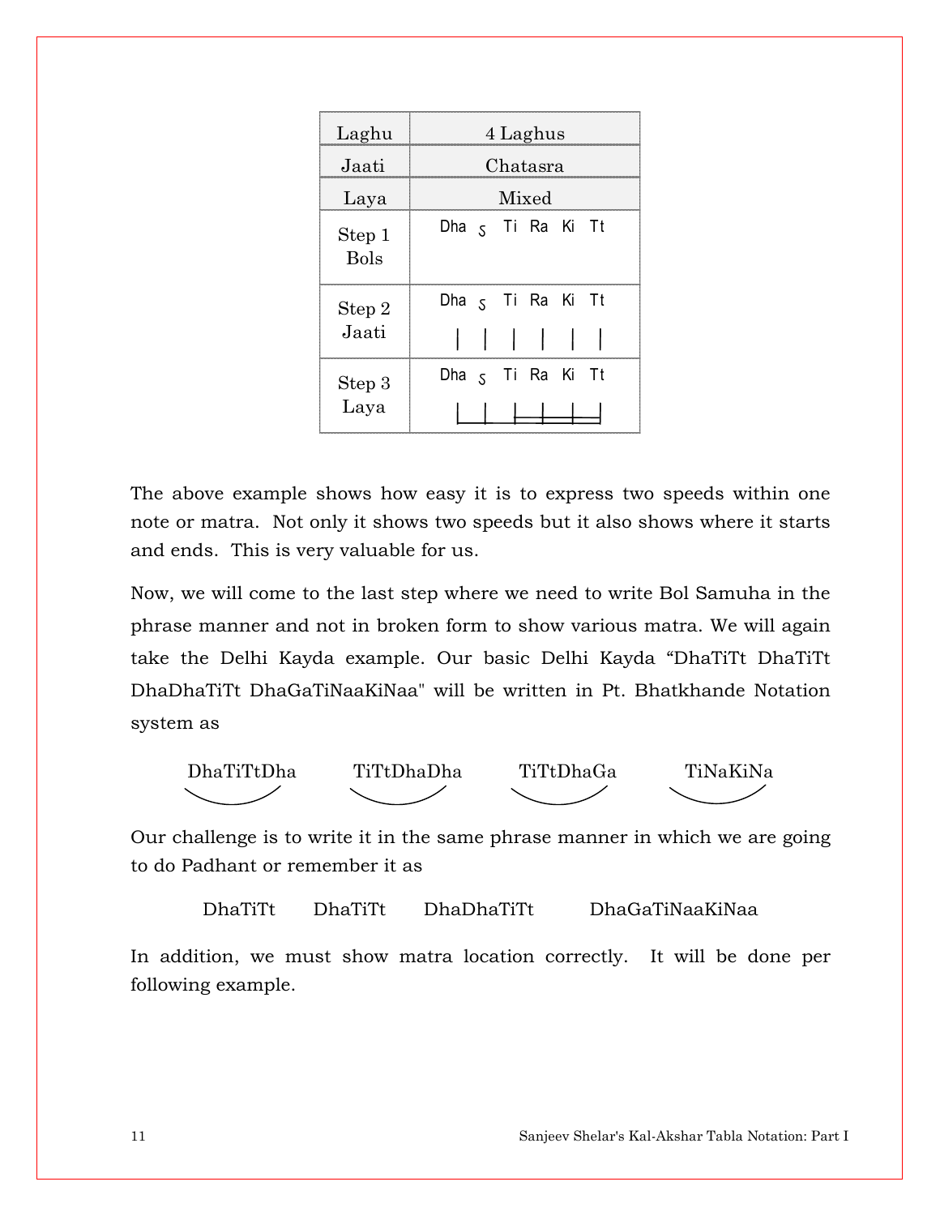| Laghu | 4 Laghus |
|---|---|
| Jaati | Chatasra |
| Laya | Mixed |
| Step 1 Bols | Dha ऽ Ti Ra Ki Tt |
| Step 2 Jaati | Dha ऽ Ti Ra Ki Tt |
| Step 3 Laya | Dha ऽ Ti Ra Ki Tt |

The above example shows how easy it is to express two speeds within one note or matra. Not only it shows two speeds but it also shows where it starts and ends. This is very valuable for us.

Now, we will come to the last step where we need to write Bol Samuha in the phrase manner and not in broken form to show various matra. We will again take the Delhi Kayda example. Our basic Delhi Kayda "DhaTiTt DhaTiTt DhaDhaTiTt DhaGaTiNaaKiNaa" will be written in Pt. Bhatkhande Notation system as

DhaTiTtDha    TiTtDhaDha    TiTtDhaGa    TiNaKiNa

Our challenge is to write it in the same phrase manner in which we are going to do Padhant or remember it as

DhaTiTt    DhaTiTt    DhaDhaTiTt    DhaGaTiNaaKiNaa

In addition, we must show matra location correctly. It will be done per following example.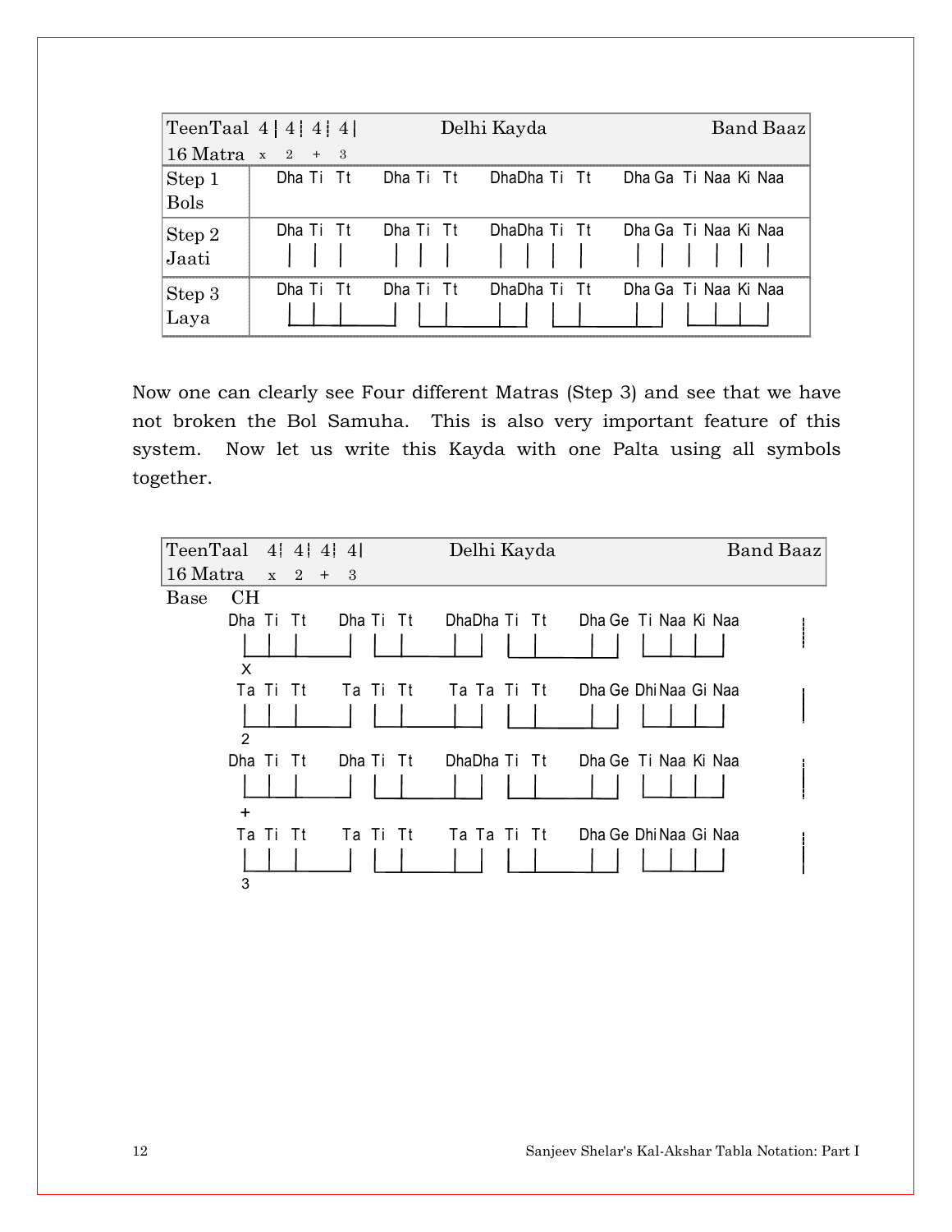| TeenTaal 4 ¦ 4 ¦ 4 ¦ 4 \| | Delhi Kayda | Band Baaz |
|---|---|---|
| 16 Matra x 2 + 3 | | |

| | |
|---|---|
| Step 1 Bols | Dha Ti Tt Dha Ti Tt DhaDha Ti Tt Dha Ga Ti Naa Ki Naa |
| Step 2 Jaati | Dha Ti Tt Dha Ti Tt DhaDha Ti Tt Dha Ga Ti Naa Ki Naa |
| Step 3 Laya | Dha Ti Tt Dha Ti Tt DhaDha Ti Tt Dha Ga Ti Naa Ki Naa |

Now one can clearly see Four different Matras (Step 3) and see that we have not broken the Bol Samuha. This is also very important feature of this system. Now let us write this Kayda with one Palta using all symbols together.

| TeenTaal 4¦ 4¦ 4¦ 4\| | Delhi Kayda | Band Baaz |
|---|---|---|
| 16 Matra x 2 + 3 | | |

Base CH

Dha Ti Tt Dha Ti Tt DhaDha Ti Tt Dha Ge Ti Naa Ki Naa
X

Ta Ti Tt Ta Ti Tt Ta Ta Ti Tt Dha Ge Dhi Naa Gi Naa
2

Dha Ti Tt Dha Ti Tt DhaDha Ti Tt Dha Ge Ti Naa Ki Naa
+

Ta Ti Tt Ta Ti Tt Ta Ta Ti Tt Dha Ge Dhi Naa Gi Naa
3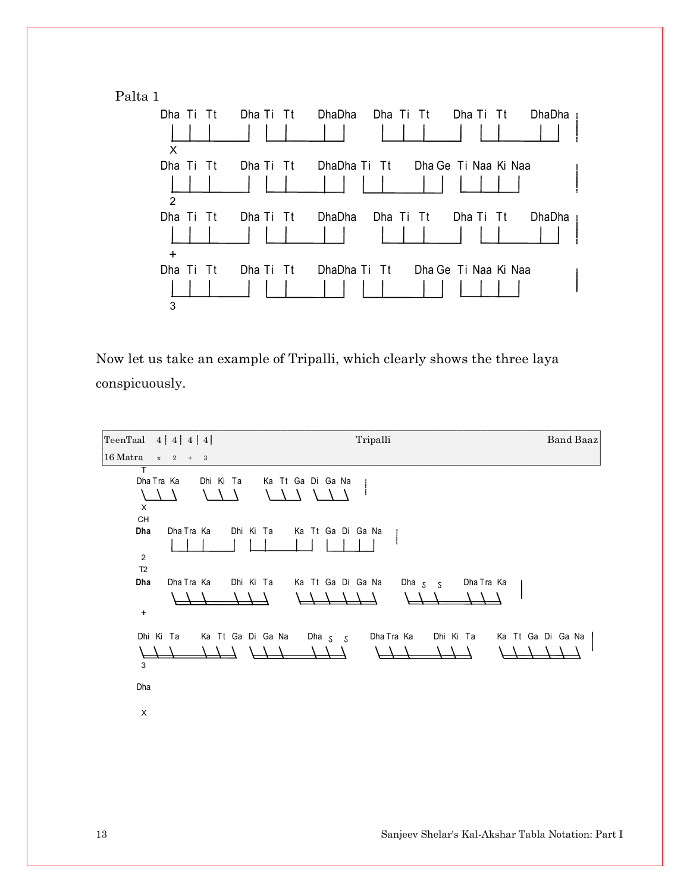Palta 1

```
Dha Ti Tt    Dha Ti Tt    DhaDha    Dha Ti Tt    Dha Ti Tt    DhaDha
X
Dha Ti Tt    Dha Ti Tt    DhaDha Ti Tt    Dha Ge Ti Naa Ki Naa
2
Dha Ti Tt    Dha Ti Tt    DhaDha    Dha Ti Tt    Dha Ti Tt    DhaDha
+
Dha Ti Tt    Dha Ti Tt    DhaDha Ti Tt    Dha Ge Ti Naa Ki Naa
3
```

Now let us take an example of Tripalli, which clearly shows the three laya conspicuously.

| TeenTaal 4 ¦ 4 ¦ 4 ¦ 4 \| | Tripalli | Band Baaz |
|---|---|---|
| 16 Matra x 2 + 3 | | |

```
T
Dha Tra Ka    Dhi Ki Ta    Ka Tt Ga Di Ga Na
X
CH
Dha    Dha Tra Ka    Dhi Ki Ta    Ka Tt Ga Di Ga Na
2
T2
Dha    Dha Tra Ka    Dhi Ki Ta    Ka Tt Ga Di Ga Na    Dha S S    Dha Tra Ka
+
Dhi Ki Ta    Ka Tt Ga Di Ga Na    Dha S S    Dha Tra Ka    Dhi Ki Ta    Ka Tt Ga Di Ga Na
3
Dha
X
```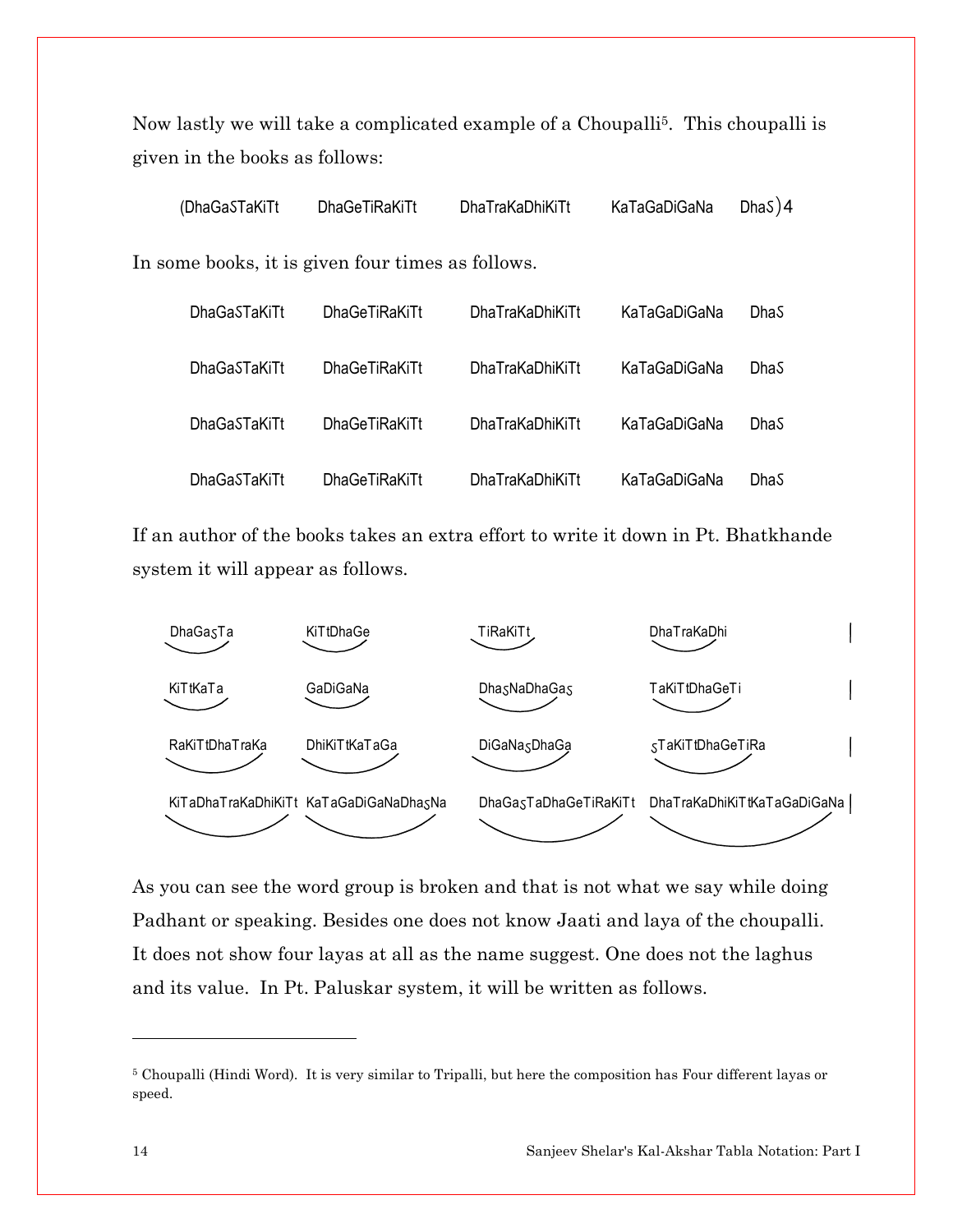Now lastly we will take a complicated example of a Choupalli[5]. This choupalli is given in the books as follows:

(DhaGaSTaKiTt DhaGeTiRaKiTt DhaTraKaDhiKiTt KaTaGaDiGaNa DhaS)4

In some books, it is given four times as follows.

| | | | | |
|---|---|---|---|---|
| DhaGaSTaKiTt | DhaGeTiRaKiTt | DhaTraKaDhiKiTt | KaTaGaDiGaNa | DhaS |
| DhaGaSTaKiTt | DhaGeTiRaKiTt | DhaTraKaDhiKiTt | KaTaGaDiGaNa | DhaS |
| DhaGaSTaKiTt | DhaGeTiRaKiTt | DhaTraKaDhiKiTt | KaTaGaDiGaNa | DhaS |
| DhaGaSTaKiTt | DhaGeTiRaKiTt | DhaTraKaDhiKiTt | KaTaGaDiGaNa | DhaS |

If an author of the books takes an extra effort to write it down in Pt. Bhatkhande system it will appear as follows.

| | | | | |
|---|---|---|---|---|
| DhaGaSTa | KiTtDhaGe | TiRaKiTt | DhaTraKaDhi | \| |
| KiTtKaTa | GaDiGaNa | DhaSNaDhaGaS | TaKiTtDhaGeTi | \| |
| RaKiTtDhaTraKa | DhiKiTtKaTaGa | DiGaNaSDhaGa | STaKiTtDhaGeTiRa | \| |
| KiTaDhaTraKaDhiKiTt | KaTaGaDiGaNaDhaSNa | DhaGaSTaDhaGeTiRaKiTt | DhaTraKaDhiKiTtKaTaGaDiGaNa | \| |

As you can see the word group is broken and that is not what we say while doing Padhant or speaking. Besides one does not know Jaati and laya of the choupalli. It does not show four layas at all as the name suggest. One does not the laghus and its value. In Pt. Paluskar system, it will be written as follows.

---

[5] Choupalli (Hindi Word). It is very similar to Tripalli, but here the composition has Four different layas or speed.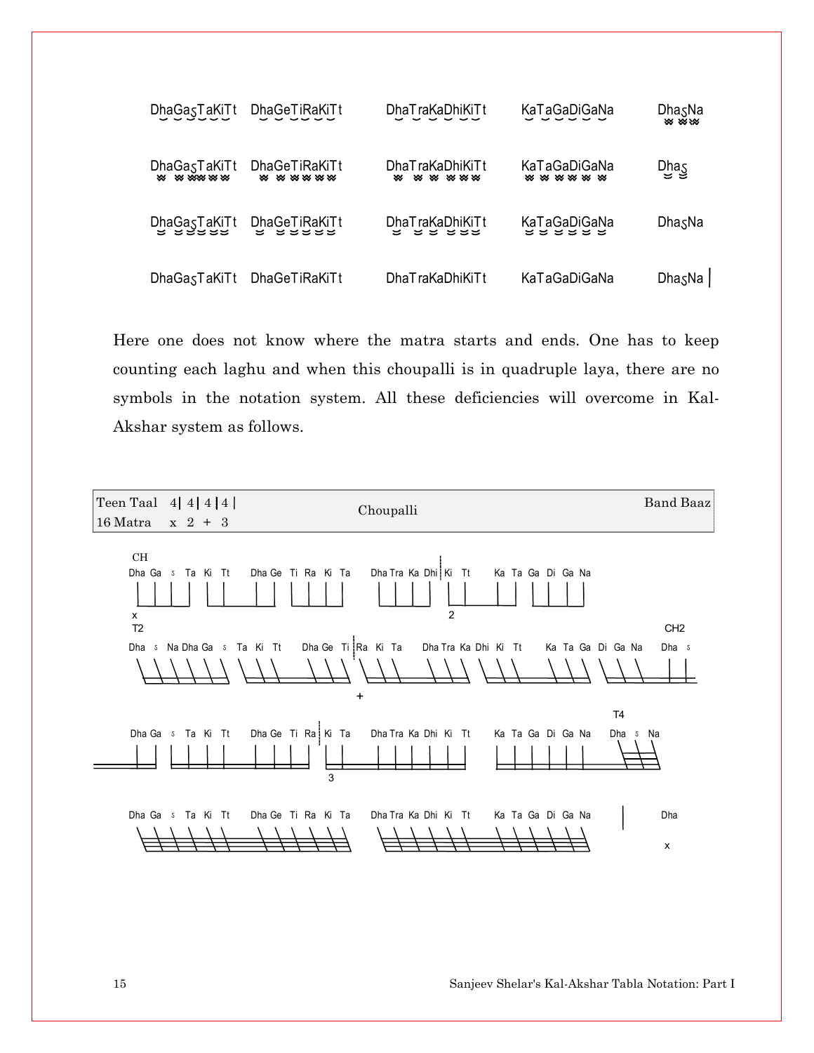```
DhaGaSTaKiTt  DhaGeTiRaKiTt  DhaTraKaDhiKiTt  KaTaGaDiGaNa  DhaSNa

DhaGaSTaKiTt  DhaGeTiRaKiTt  DhaTraKaDhiKiTt  KaTaGaDiGaNa  DhaS

DhaGaSTaKiTt  DhaGeTiRaKiTt  DhaTraKaDhiKiTt  KaTaGaDiGaNa  DhaSNa

DhaGaSTaKiTt  DhaGeTiRaKiTt  DhaTraKaDhiKiTt  KaTaGaDiGaNa  DhaSNa |
```

Here one does not know where the matra starts and ends. One has to keep counting each laghu and when this choupalli is in quadruple laya, there are no symbols in the notation system. All these deficiencies will overcome in Kal-Akshar system as follows.

| Teen Taal 4\| 4\| 4\| 4\| <br> 16 Matra x 2 + 3 | Choupalli | Band Baaz |
|---|---|---|

```
CH
Dha Ga S Ta Ki Tt   Dha Ge Ti Ra Ki Ta   Dha Tra Ka Dhi | Ki Tt   Ka Ta Ga Di Ga Na
x                                                        2
T2                                                                             CH2
Dha S Na Dha Ga S Ta Ki Tt   Dha Ge Ti | Ra Ki Ta   Dha Tra Ka Dhi Ki Tt   Ka Ta Ga Di Ga Na   Dha S
                                       +
                                                                                T4
Dha Ga S Ta Ki Tt   Dha Ge Ti Ra | Ki Ta   Dha Tra Ka Dhi Ki Tt   Ka Ta Ga Di Ga Na   Dha S Na
                                 3

Dha Ga S Ta Ki Tt   Dha Ge Ti Ra Ki Ta   Dha Tra Ka Dhi Ki Tt   Ka Ta Ga Di Ga Na   |   Dha
                                                                                        x
```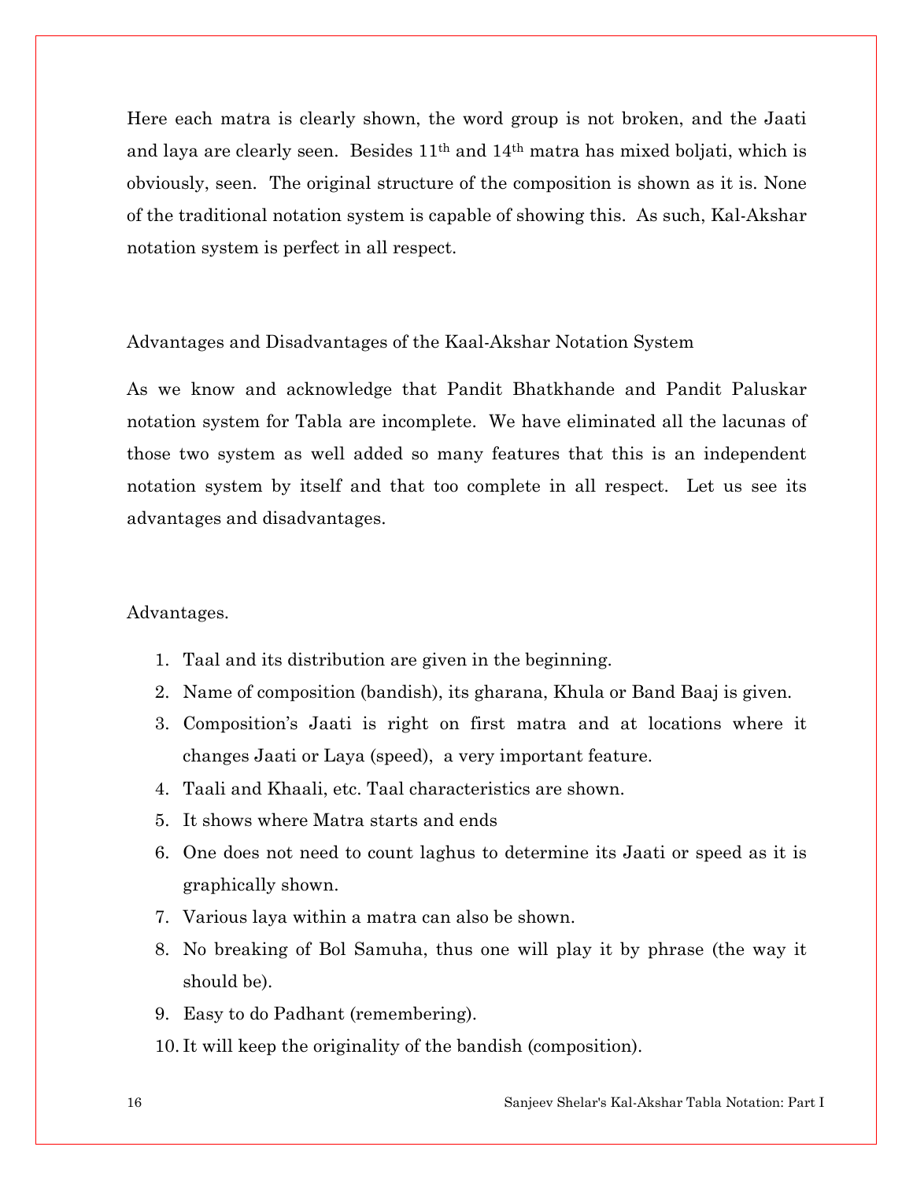Here each matra is clearly shown, the word group is not broken, and the Jaati and laya are clearly seen. Besides 11th and 14th matra has mixed boljati, which is obviously, seen. The original structure of the composition is shown as it is. None of the traditional notation system is capable of showing this. As such, Kal-Akshar notation system is perfect in all respect.

## Advantages and Disadvantages of the Kaal-Akshar Notation System

As we know and acknowledge that Pandit Bhatkhande and Pandit Paluskar notation system for Tabla are incomplete. We have eliminated all the lacunas of those two system as well added so many features that this is an independent notation system by itself and that too complete in all respect. Let us see its advantages and disadvantages.

### Advantages.

1. Taal and its distribution are given in the beginning.
2. Name of composition (bandish), its gharana, Khula or Band Baaj is given.
3. Composition's Jaati is right on first matra and at locations where it changes Jaati or Laya (speed), a very important feature.
4. Taali and Khaali, etc. Taal characteristics are shown.
5. It shows where Matra starts and ends
6. One does not need to count laghus to determine its Jaati or speed as it is graphically shown.
7. Various laya within a matra can also be shown.
8. No breaking of Bol Samuha, thus one will play it by phrase (the way it should be).
9. Easy to do Padhant (remembering).
10. It will keep the originality of the bandish (composition).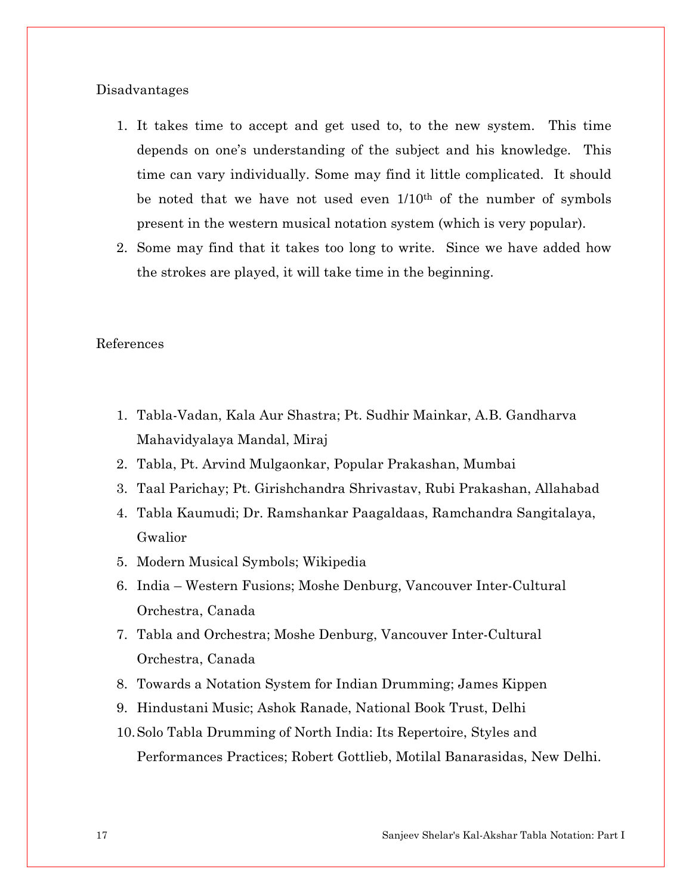## Disadvantages

1. It takes time to accept and get used to, to the new system. This time depends on one's understanding of the subject and his knowledge. This time can vary individually. Some may find it little complicated. It should be noted that we have not used even 1/10$^{th}$ of the number of symbols present in the western musical notation system (which is very popular).
2. Some may find that it takes too long to write. Since we have added how the strokes are played, it will take time in the beginning.

## References

1. Tabla-Vadan, Kala Aur Shastra; Pt. Sudhir Mainkar, A.B. Gandharva Mahavidyalaya Mandal, Miraj
2. Tabla, Pt. Arvind Mulgaonkar, Popular Prakashan, Mumbai
3. Taal Parichay; Pt. Girishchandra Shrivastav, Rubi Prakashan, Allahabad
4. Tabla Kaumudi; Dr. Ramshankar Paagaldaas, Ramchandra Sangitalaya, Gwalior
5. Modern Musical Symbols; Wikipedia
6. India – Western Fusions; Moshe Denburg, Vancouver Inter-Cultural Orchestra, Canada
7. Tabla and Orchestra; Moshe Denburg, Vancouver Inter-Cultural Orchestra, Canada
8. Towards a Notation System for Indian Drumming; James Kippen
9. Hindustani Music; Ashok Ranade, National Book Trust, Delhi
10. Solo Tabla Drumming of North India: Its Repertoire, Styles and Performances Practices; Robert Gottlieb, Motilal Banarasidas, New Delhi.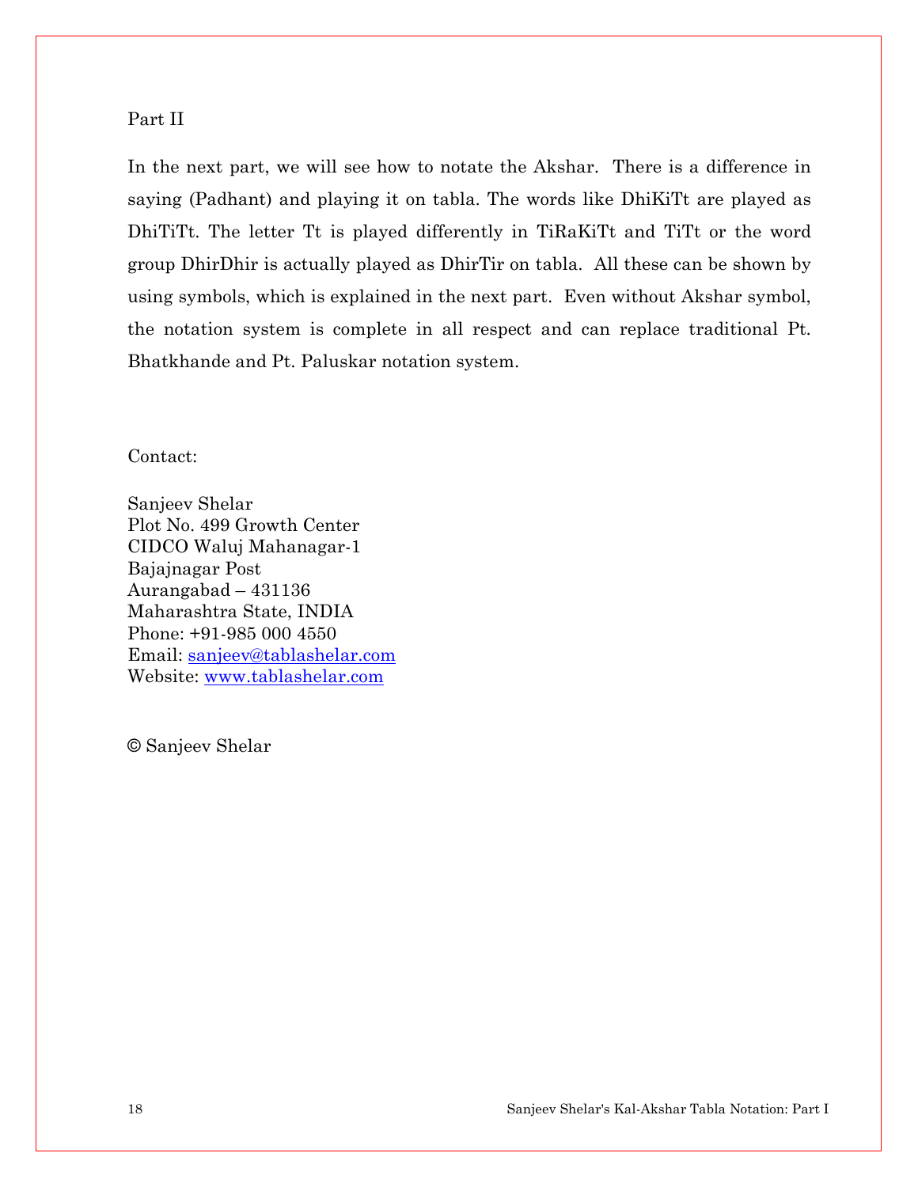## Part II

In the next part, we will see how to notate the Akshar. There is a difference in saying (Padhant) and playing it on tabla. The words like DhiKiTt are played as DhiTiTt. The letter Tt is played differently in TiRaKiTt and TiTt or the word group DhirDhir is actually played as DhirTir on tabla. All these can be shown by using symbols, which is explained in the next part. Even without Akshar symbol, the notation system is complete in all respect and can replace traditional Pt. Bhatkhande and Pt. Paluskar notation system.

Contact:

Sanjeev Shelar
Plot No. 499 Growth Center
CIDCO Waluj Mahanagar-1
Bajajnagar Post
Aurangabad – 431136
Maharashtra State, INDIA
Phone: +91-985 000 4550
Email: sanjeev@tablashelar.com
Website: www.tablashelar.com

© Sanjeev Shelar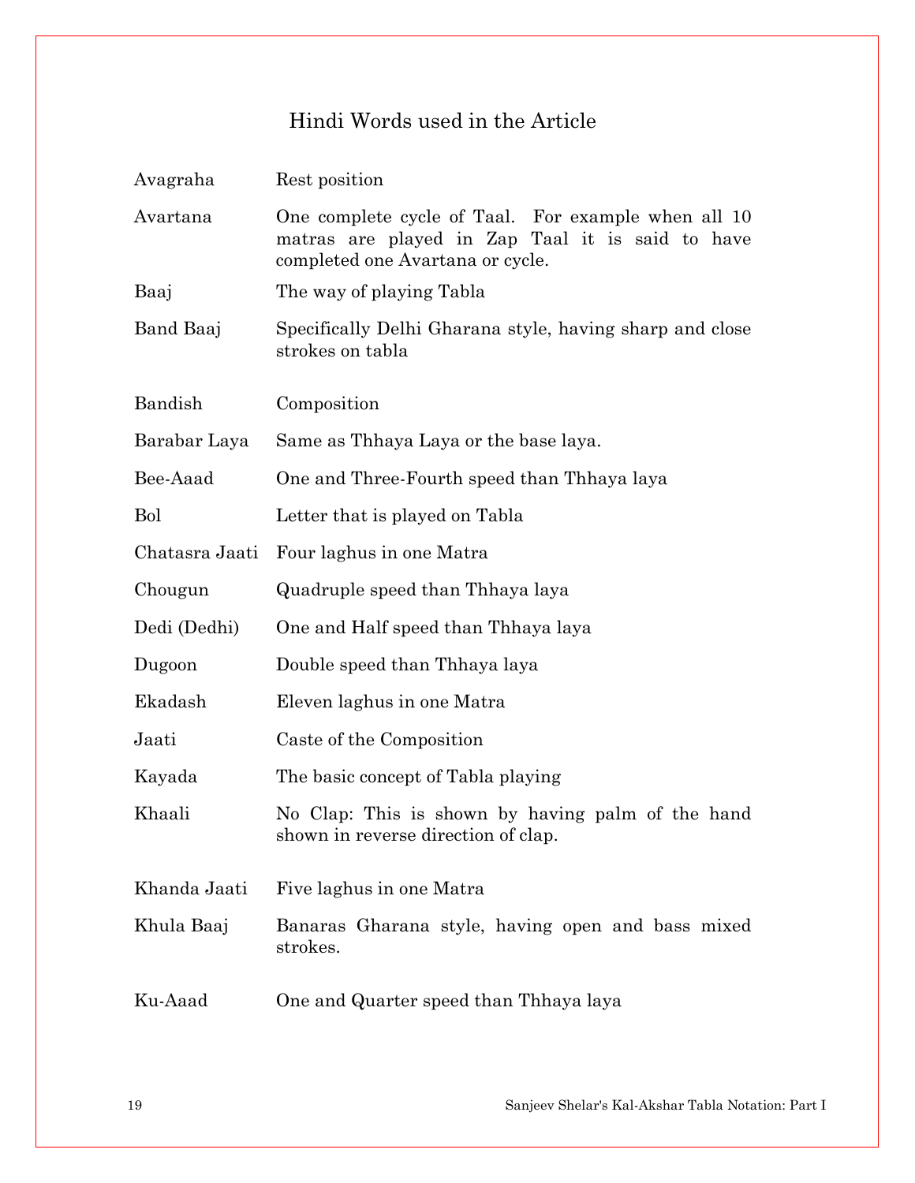## Hindi Words used in the Article

| | |
|---|---|
| Avagraha | Rest position |
| Avartana | One complete cycle of Taal. For example when all 10 matras are played in Zap Taal it is said to have completed one Avartana or cycle. |
| Baaj | The way of playing Tabla |
| Band Baaj | Specifically Delhi Gharana style, having sharp and close strokes on tabla |
| Bandish | Composition |
| Barabar Laya | Same as Thhaya Laya or the base laya. |
| Bee-Aaad | One and Three-Fourth speed than Thhaya laya |
| Bol | Letter that is played on Tabla |
| Chatasra Jaati | Four laghus in one Matra |
| Chougun | Quadruple speed than Thhaya laya |
| Dedi (Dedhi) | One and Half speed than Thhaya laya |
| Dugoon | Double speed than Thhaya laya |
| Ekadash | Eleven laghus in one Matra |
| Jaati | Caste of the Composition |
| Kayada | The basic concept of Tabla playing |
| Khaali | No Clap: This is shown by having palm of the hand shown in reverse direction of clap. |
| Khanda Jaati | Five laghus in one Matra |
| Khula Baaj | Banaras Gharana style, having open and bass mixed strokes. |
| Ku-Aaad | One and Quarter speed than Thhaya laya |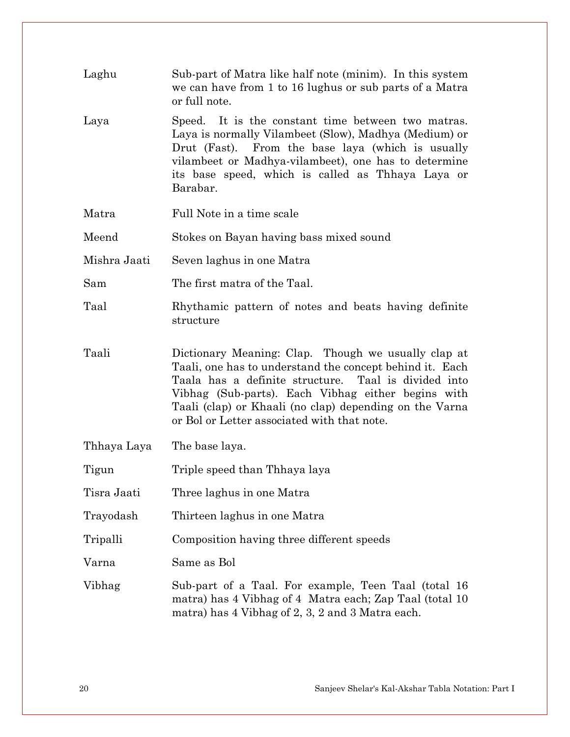| | |
|---|---|
| Laghu | Sub-part of Matra like half note (minim). In this system we can have from 1 to 16 lughus or sub parts of a Matra or full note. |
| Laya | Speed. It is the constant time between two matras. Laya is normally Vilambeet (Slow), Madhya (Medium) or Drut (Fast). From the base laya (which is usually vilambeet or Madhya-vilambeet), one has to determine its base speed, which is called as Thhaya Laya or Barabar. |
| Matra | Full Note in a time scale |
| Meend | Stokes on Bayan having bass mixed sound |
| Mishra Jaati | Seven laghus in one Matra |
| Sam | The first matra of the Taal. |
| Taal | Rhythamic pattern of notes and beats having definite structure |
| Taali | Dictionary Meaning: Clap. Though we usually clap at Taali, one has to understand the concept behind it. Each Taala has a definite structure. Taal is divided into Vibhag (Sub-parts). Each Vibhag either begins with Taali (clap) or Khaali (no clap) depending on the Varna or Bol or Letter associated with that note. |
| Thhaya Laya | The base laya. |
| Tigun | Triple speed than Thhaya laya |
| Tisra Jaati | Three laghus in one Matra |
| Trayodash | Thirteen laghus in one Matra |
| Tripalli | Composition having three different speeds |
| Varna | Same as Bol |
| Vibhag | Sub-part of a Taal. For example, Teen Taal (total 16 matra) has 4 Vibhag of 4 Matra each; Zap Taal (total 10 matra) has 4 Vibhag of 2, 3, 2 and 3 Matra each. |